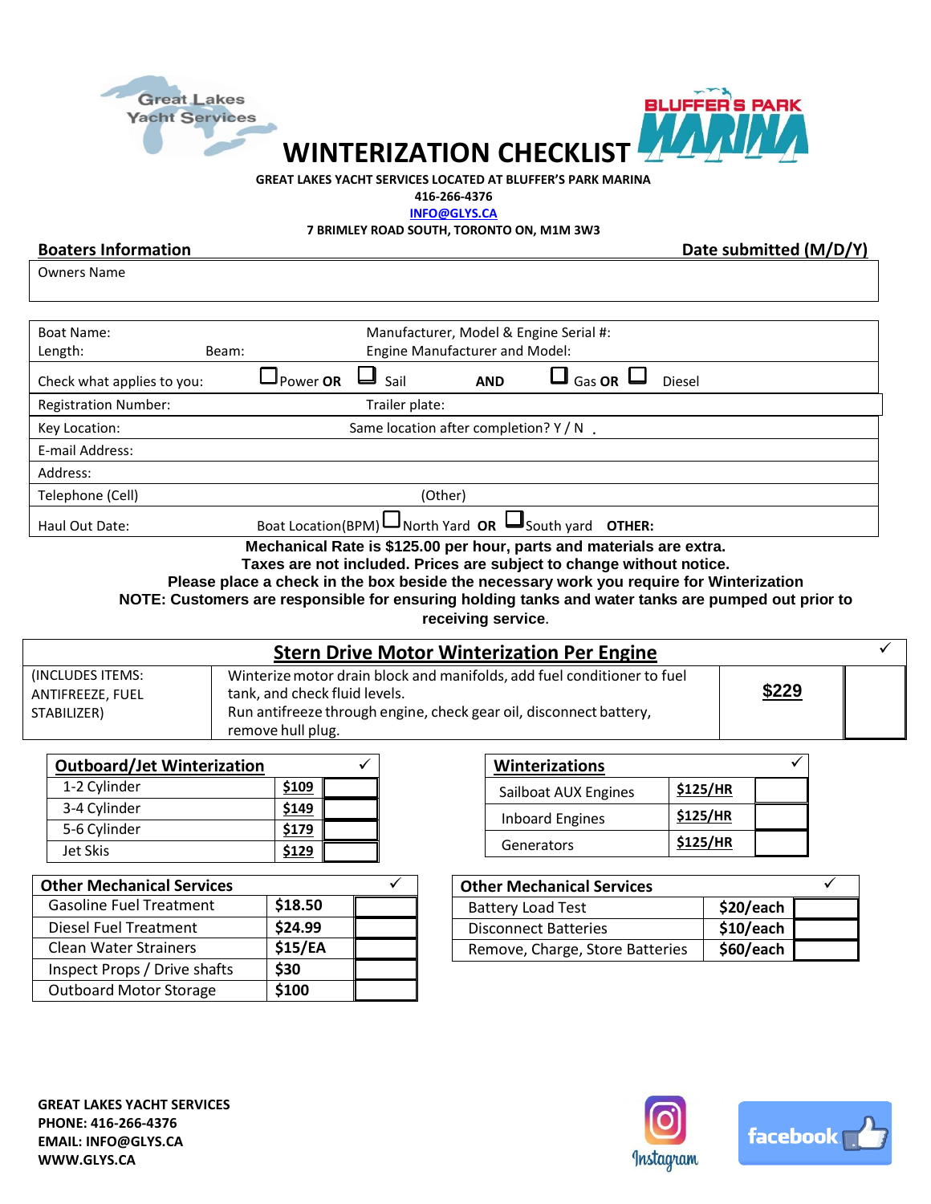# WINTERIZATION CHECKLIST

**GREAT LAKES YACHT SERVICES LOCATED AT BLUFFER'S PARK MARINA**

**416-266-4376**

**INFO@GLYS.CA**

**7 BRIMLEY ROAD SOUTH, TORONTO ON, M1M 3W3**

**Boaters Information** | **Date submitted (M/D/Y)**

| Owners Name |
|---|

| | | |
|---|---|---|
| Boat Name: | | Manufacturer, Model & Engine Serial #: |
| Length: | Beam: | Engine Manufacturer and Model: |
| Check what applies to you: | ☐ Power **OR** ☐ Sail **AND** ☐ Gas **OR** ☐ Diesel | |
| Registration Number: | | Trailer plate: |
| Key Location: | | Same location after completion? Y / N |
| E-mail Address: | | |
| Address: | | |
| Telephone (Cell) | | (Other) |
| Haul Out Date: | Boat Location(BPM) ☐ North Yard **OR** ☐ South yard **OTHER:** | |

**Mechanical Rate is $125.00 per hour, parts and materials are extra.**
**Taxes are not included. Prices are subject to change without notice.**
**Please place a check in the box beside the necessary work you require for Winterization**
**NOTE: Customers are responsible for ensuring holding tanks and water tanks are pumped out prior to receiving service.**

| Stern Drive Motor Winterization Per Engine | | | ✓ |
|---|---|---|---|
| (INCLUDES ITEMS: ANTIFREEZE, FUEL STABILIZER) | Winterize motor drain block and manifolds, add fuel conditioner to fuel tank, and check fluid levels. Run antifreeze through engine, check gear oil, disconnect battery, remove hull plug. | **$229** | |

| Outboard/Jet Winterization | | ✓ |
|---|---|---|
| 1-2 Cylinder | $109 | |
| 3-4 Cylinder | $149 | |
| 5-6 Cylinder | $179 | |
| Jet Skis | $129 | |

| Winterizations | | ✓ |
|---|---|---|
| Sailboat AUX Engines | $125/HR | |
| Inboard Engines | $125/HR | |
| Generators | $125/HR | |

| Other Mechanical Services | | ✓ |
|---|---|---|
| Gasoline Fuel Treatment | $18.50 | |
| Diesel Fuel Treatment | $24.99 | |
| Clean Water Strainers | $15/EA | |
| Inspect Props / Drive shafts | $30 | |
| Outboard Motor Storage | $100 | |

| Other Mechanical Services | | ✓ |
|---|---|---|
| Battery Load Test | $20/each | |
| Disconnect Batteries | $10/each | |
| Remove, Charge, Store Batteries | $60/each | |

**GREAT LAKES YACHT SERVICES**
**PHONE: 416-266-4376**
**EMAIL: INFO@GLYS.CA**
**WWW.GLYS.CA**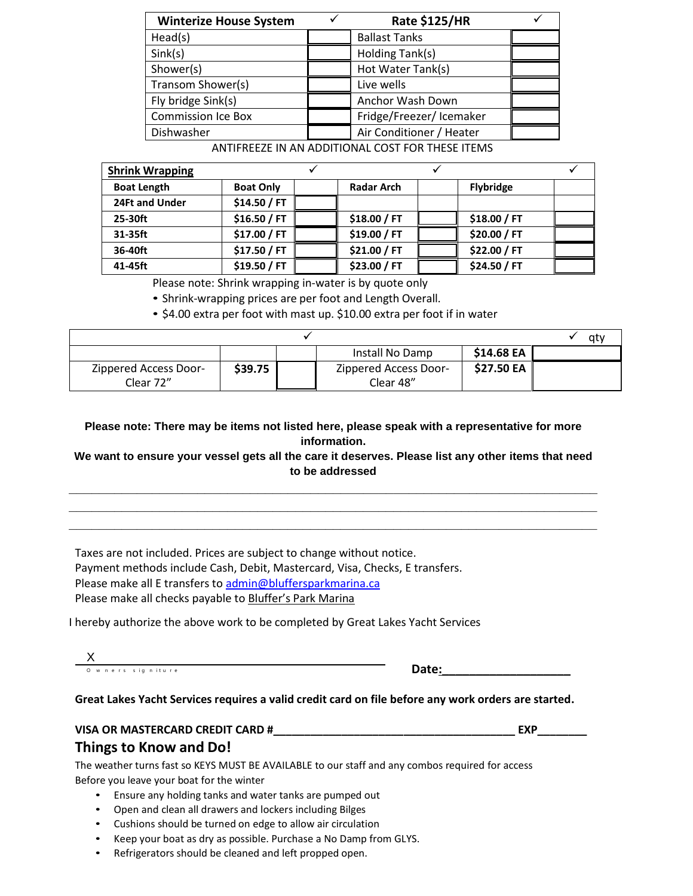| Winterize House System | ✓ | Rate $125/HR | ✓ |
|---|---|---|---|
| Head(s) | | Ballast Tanks | |
| Sink(s) | | Holding Tank(s) | |
| Shower(s) | | Hot Water Tank(s) | |
| Transom Shower(s) | | Live wells | |
| Fly bridge Sink(s) | | Anchor Wash Down | |
| Commission Ice Box | | Fridge/Freezer/ Icemaker | |
| Dishwasher | | Air Conditioner / Heater | |

ANTIFREEZE IN AN ADDITIONAL COST FOR THESE ITEMS

| **Shrink Wrapping** | | ✓ | | ✓ | | ✓ |
|---|---|---|---|---|---|---|
| **Boat Length** | **Boat Only** | | **Radar Arch** | | **Flybridge** | |
| **24Ft and Under** | **$14.50 / FT** | | | | | |
| **25-30ft** | **$16.50 / FT** | | **$18.00 / FT** | | **$18.00 / FT** | |
| **31-35ft** | **$17.00 / FT** | | **$19.00 / FT** | | **$20.00 / FT** | |
| **36-40ft** | **$17.50 / FT** | | **$21.00 / FT** | | **$22.00 / FT** | |
| **41-45ft** | **$19.50 / FT** | | **$23.00 / FT** | | **$24.50 / FT** | |

Please note: Shrink wrapping in-water is by quote only

- Shrink-wrapping prices are per foot and Length Overall.
- $4.00 extra per foot with mast up. $10.00 extra per foot if in water

| | | ✓ | | | ✓ qty |
|---|---|---|---|---|---|
| | | | Install No Damp | **$14.68 EA** | |
| Zippered Access Door- Clear 72" | **$39.75** | | Zippered Access Door- Clear 48" | **$27.50 EA** | |

**Please note: There may be items not listed here, please speak with a representative for more information.**

**We want to ensure your vessel gets all the care it deserves. Please list any other items that need to be addressed**

_______________________________________________________________________________

_______________________________________________________________________________

_______________________________________________________________________________

Taxes are not included. Prices are subject to change without notice.
Payment methods include Cash, Debit, Mastercard, Visa, Checks, E transfers.
Please make all E transfers to admin@bluffersparkmarina.ca
Please make all checks payable to Bluffer's Park Marina

I hereby authorize the above work to be completed by Great Lakes Yacht Services

X________________________________________ **Date:**____________________
Owners signiture

**Great Lakes Yacht Services requires a valid credit card on file before any work orders are started.**

**VISA OR MASTERCARD CREDIT CARD #**________________________________________ **EXP**________

## Things to Know and Do!

The weather turns fast so KEYS MUST BE AVAILABLE to our staff and any combos required for access
Before you leave your boat for the winter

- Ensure any holding tanks and water tanks are pumped out
- Open and clean all drawers and lockers including Bilges
- Cushions should be turned on edge to allow air circulation
- Keep your boat as dry as possible. Purchase a No Damp from GLYS.
- Refrigerators should be cleaned and left propped open.